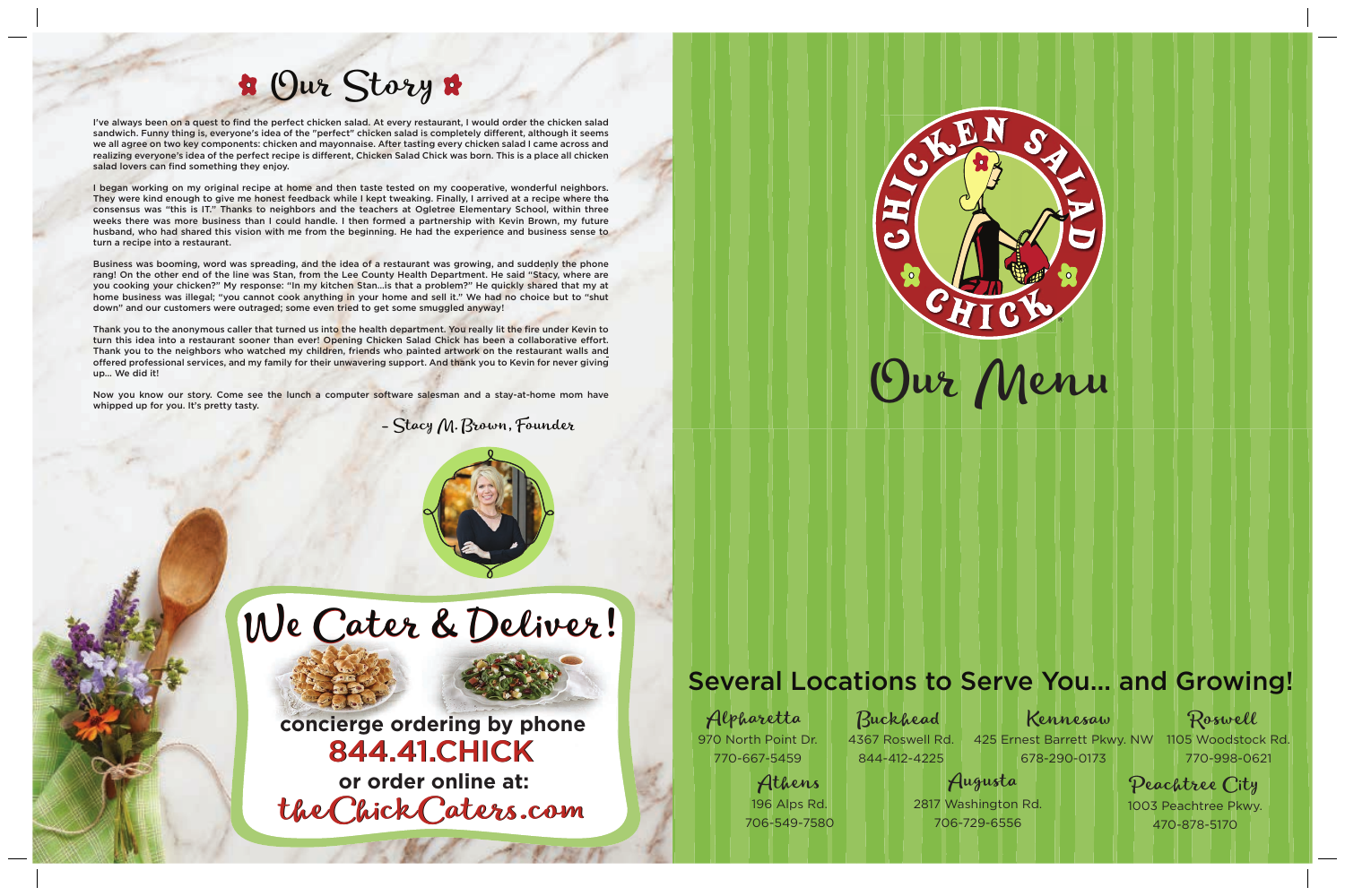# Our Story

I've always been on a quest to find the perfect chicken salad. At every restaurant, I would order the chicken salad sandwich. Funny thing is, everyone's idea of the "perfect" chicken salad is completely different, although it seems we all agree on two key components: chicken and mayonnaise. After tasting every chicken salad I came across and realizing everyone's idea of the perfect recipe is different, Chicken Salad Chick was born. This is a place all chicken salad lovers can find something they enjoy.

I began working on my original recipe at home and then taste tested on my cooperative, wonderful neighbors. They were kind enough to give me honest feedback while I kept tweaking. Finally, I arrived at a recipe where the consensus was "this is IT." Thanks to neighbors and the teachers at Ogletree Elementary School, within three weeks there was more business than I could handle. I then formed a partnership with Kevin Brown, my future husband, who had shared this vision with me from the beginning. He had the experience and business sense to turn a recipe into a restaurant.

Business was booming, word was spreading, and the idea of a restaurant was growing, and suddenly the phone rang! On the other end of the line was Stan, from the Lee County Health Department. He said "Stacy, where are you cooking your chicken?" My response: "In my kitchen Stan...is that a problem?" He quickly shared that my at home business was illegal; "you cannot cook anything in your home and sell it." We had no choice but to "shut down" and our customers were outraged; some even tried to get some smuggled anyway!

Thank you to the anonymous caller that turned us into the health department. You really lit the fire under Kevin to turn this idea into a restaurant sooner than ever! Opening Chicken Salad Chick has been a collaborative effort. Thank you to the neighbors who watched my children, friends who painted artwork on the restaurant walls and offered professional services, and my family for their unwavering support. And thank you to Kevin for never giving up... We did it!

Now you know our story. Come see the lunch a computer software salesman and a stay-at-home mom have whipped up for you. It's pretty tasty.

– Stacy M. Brown, Founder

## We Cater & Deliver!

**concierge ordering by phone**

**844.41.CHICK**

**or order online at:**

theChickCaters.com

# Chicken Salad Chick

# Our Menu

## Several Locations to Serve You... and Growing!

**Alpharetta**
970 North Point Dr.
770-667-5459

**Buckhead**
4367 Roswell Rd.
844-412-4225

**Kennesaw**
425 Ernest Barrett Pkwy. NW
678-290-0173

**Roswell**
1105 Woodstock Rd.
770-998-0621

**Athens**
196 Alps Rd.
706-549-7580

**Augusta**
2817 Washington Rd.
706-729-6556

**Peachtree City**
1003 Peachtree Pkwy.
470-878-5170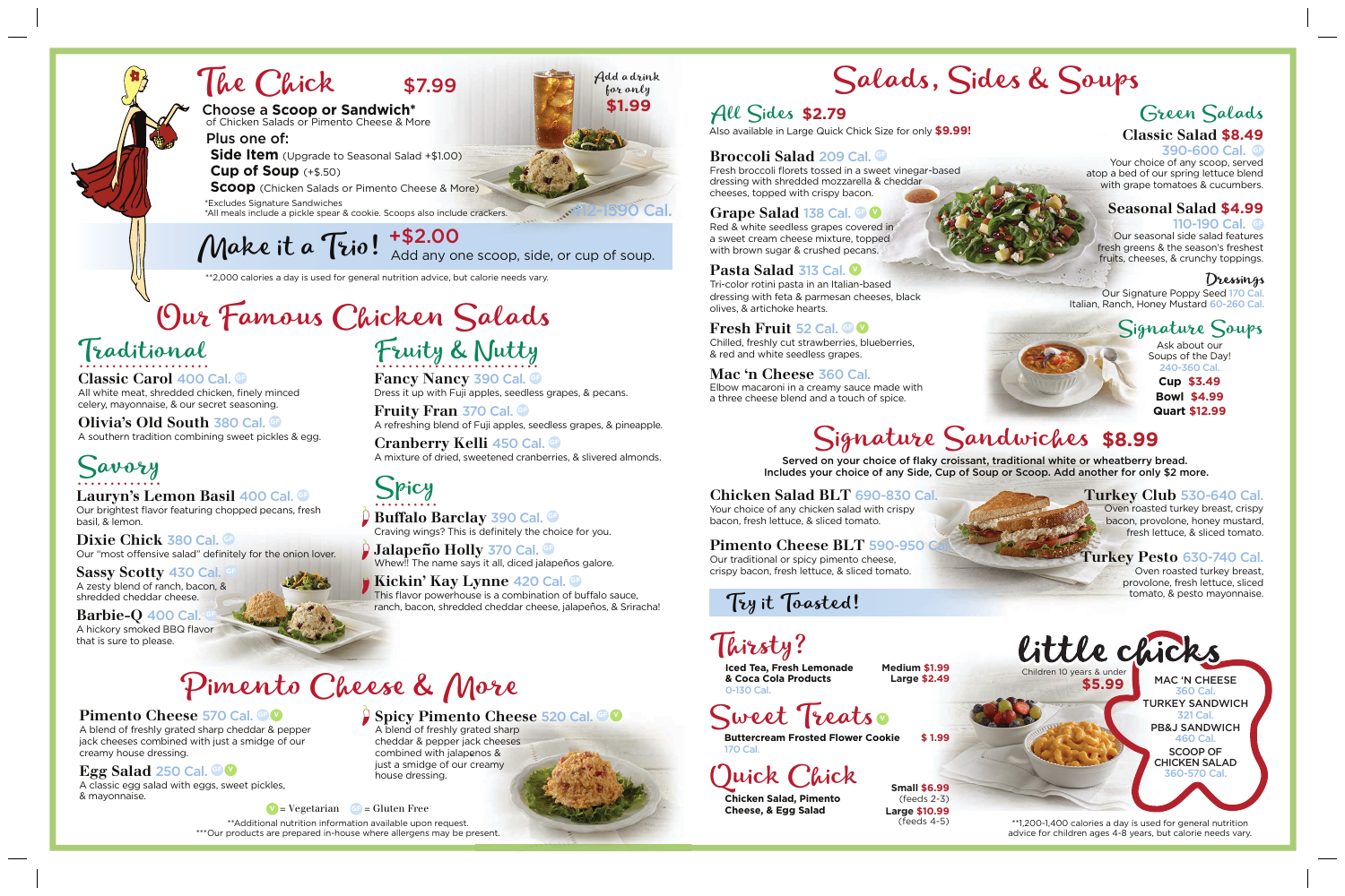# The Chick $7.99

**Choose a Scoop or Sandwich*** of Chicken Salads or Pimento Cheese & More

**Plus one of:**

- **Side Item** (Upgrade to Seasonal Salad +$1.00)
- **Cup of Soup** (+$.50)
- **Scoop** (Chicken Salads or Pimento Cheese & More)

*Excludes Signature Sandwiches
*All meals include a pickle spear & cookie. Scoops also include crackers.

812-1590 Cal.

*Add a drink for only* **$1.99**

## Make it a Trio! +$2.00

Add any one scoop, side, or cup of soup.

**2,000 calories a day is used for general nutrition advice, but calorie needs vary.

# Our Famous Chicken Salads

## Traditional

**Classic Carol** 400 Cal. GF
All white meat, shredded chicken, finely minced celery, mayonnaise, & our secret seasoning.

**Olivia's Old South** 380 Cal. GF
A southern tradition combining sweet pickles & egg.

## Savory

**Lauryn's Lemon Basil** 400 Cal. GF
Our brightest flavor featuring chopped pecans, fresh basil, & lemon.

**Dixie Chick** 380 Cal. GF
Our "most offensive salad" definitely for the onion lover.

**Sassy Scotty** 430 Cal. GF
A zesty blend of ranch, bacon, & shredded cheddar cheese.

**Barbie-Q** 400 Cal. GF
A hickory smoked BBQ flavor that is sure to please.

## Fruity & Nutty

**Fancy Nancy** 390 Cal. GF
Dress it up with Fuji apples, seedless grapes, & pecans.

**Fruity Fran** 370 Cal. GF
A refreshing blend of Fuji apples, seedless grapes, & pineapple.

**Cranberry Kelli** 450 Cal. GF
A mixture of dried, sweetened cranberries, & slivered almonds.

## Spicy

**Buffalo Barclay** 390 Cal. GF
Craving wings? This is definitely the choice for you.

**Jalapeño Holly** 370 Cal. GF
Whew!! The name says it all, diced jalapeños galore.

**Kickin' Kay Lynne** 420 Cal. GF
This flavor powerhouse is a combination of buffalo sauce, ranch, bacon, shredded cheddar cheese, jalapeños, & Sriracha!

# Pimento Cheese & More

**Pimento Cheese** 570 Cal. GF V
A blend of freshly grated sharp cheddar & pepper jack cheeses combined with just a smidge of our creamy house dressing.

**Egg Salad** 250 Cal. GF V
A classic egg salad with eggs, sweet pickles, & mayonnaise.

**Spicy Pimento Cheese** 520 Cal. GF V
A blend of freshly grated sharp cheddar & pepper jack cheeses combined with jalapeños & just a smidge of our creamy house dressing.

V = Vegetarian GF = Gluten Free

**Additional nutrition information available upon request.
***Our products are prepared in-house where allergens may be present.

# Salads, Sides & Soups

## All Sides $2.79

Also available in Large Quick Chick Size for only **$9.99!**

**Broccoli Salad** 209 Cal. GF
Fresh broccoli florets tossed in a sweet vinegar-based dressing with shredded mozzarella & cheddar cheeses, topped with crispy bacon.

**Grape Salad** 138 Cal. GF V
Red & white seedless grapes covered in a sweet cream cheese mixture, topped with brown sugar & crushed pecans.

**Pasta Salad** 313 Cal. V
Tri-color rotini pasta in an Italian-based dressing with feta & parmesan cheeses, black olives, & artichoke hearts.

**Fresh Fruit** 52 Cal. GF V
Chilled, freshly cut strawberries, blueberries, & red and white seedless grapes.

**Mac 'n Cheese** 360 Cal.
Elbow macaroni in a creamy sauce made with a three cheese blend and a touch of spice.

## Green Salads

**Classic Salad $8.49**
390-600 Cal. GF
Your choice of any scoop, served atop a bed of our spring lettuce blend with grape tomatoes & cucumbers.

**Seasonal Salad $4.99**
110-190 Cal. GF
Our seasonal side salad features fresh greens & the season's freshest fruits, cheeses, & crunchy toppings.

### Dressings

Our Signature Poppy Seed 170 Cal.
Italian, Ranch, Honey Mustard 60-260 Cal.

## Signature Soups

Ask about our Soups of the Day!
240-360 Cal.

- **Cup** $3.49
- **Bowl** $4.99
- **Quart** $12.99

# Signature Sandwiches $8.99

**Served on your choice of flaky croissant, traditional white or wheatberry bread.**
**Includes your choice of any Side, Cup of Soup or Scoop. Add another for only $2 more.**

**Chicken Salad BLT** 690-830 Cal.
Your choice of any chicken salad with crispy bacon, fresh lettuce, & sliced tomato.

**Pimento Cheese BLT** 590-950 Cal.
Our traditional or spicy pimento cheese, crispy bacon, fresh lettuce, & sliced tomato.

**Turkey Club** 530-640 Cal.
Oven roasted turkey breast, crispy bacon, provolone, honey mustard, fresh lettuce, & sliced tomato.

**Turkey Pesto** 630-740 Cal.
Oven roasted turkey breast, provolone, fresh lettuce, sliced tomato, & pesto mayonnaise.

## Try it Toasted!

## Thirsty?

**Iced Tea, Fresh Lemonade & Coca Cola Products** 0-130 Cal.
**Medium** $1.99
**Large** $2.49

## Sweet Treats V

**Buttercream Frosted Flower Cookie** 170 Cal. **$ 1.99**

## Quick Chick

**Chicken Salad, Pimento Cheese, & Egg Salad**
**Small** $6.99 (feeds 2-3)
**Large** $10.99 (feeds 4-5)

## little chicks

Children 10 years & under
**$5.99**

- MAC 'N CHEESE 360 Cal.
- TURKEY SANDWICH 321 Cal.
- PB&J SANDWICH 460 Cal.
- SCOOP OF CHICKEN SALAD 360-570 Cal.

**1,200-1,400 calories a day is used for general nutrition advice for children ages 4-8 years, but calorie needs vary.